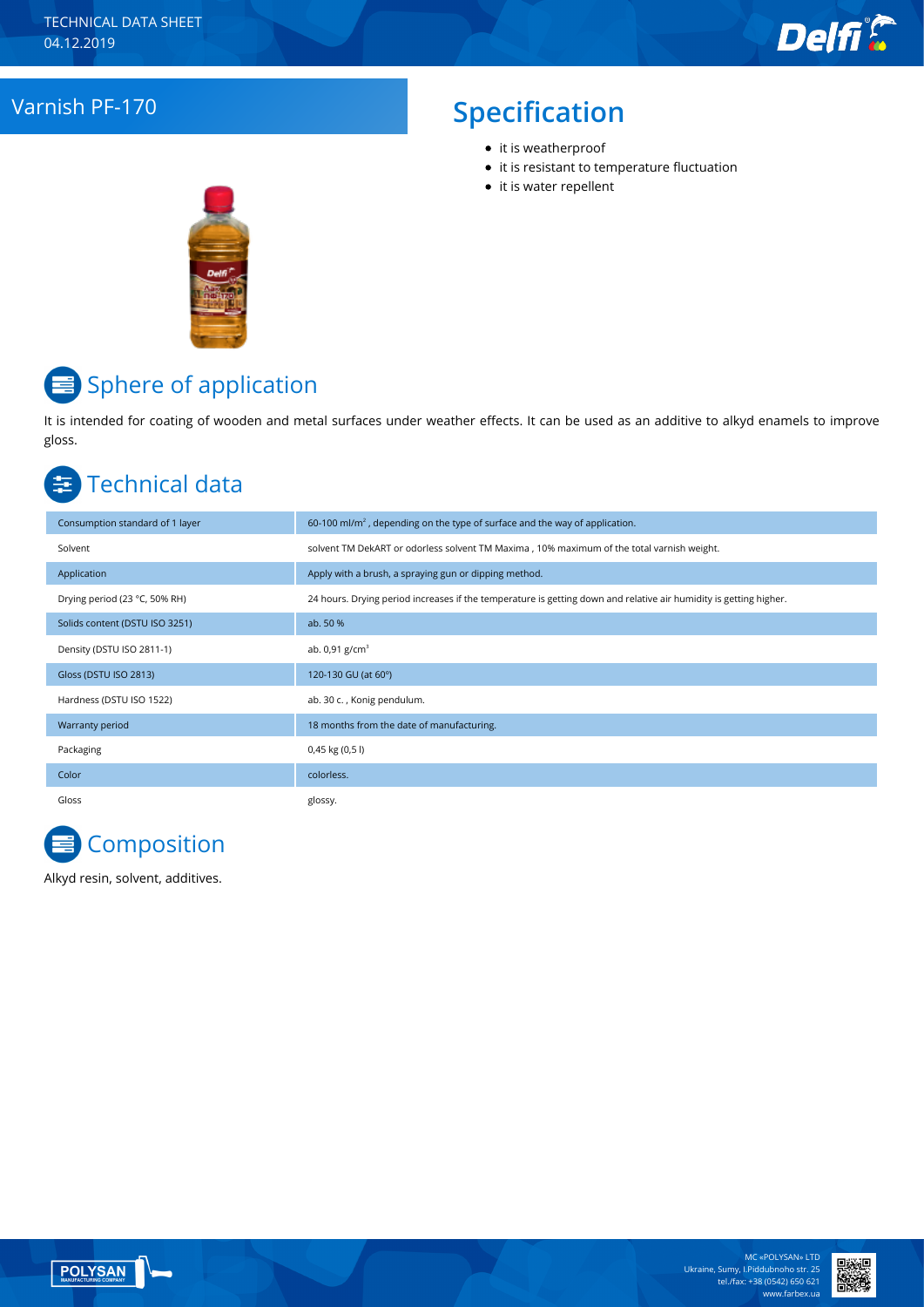TECHNICAL DATA SHEET
04.12.2019

# Varnish PF-170

## Specification

- it is weatherproof
- it is resistant to temperature fluctuation
- it is water repellent

## Sphere of application

It is intended for coating of wooden and metal surfaces under weather effects. It can be used as an additive to alkyd enamels to improve gloss.

## Technical data

| | |
|---|---|
| Consumption standard of 1 layer | 60-100 ml/m$^2$ , depending on the type of surface and the way of application. |
| Solvent | solvent TM DekART or odorless solvent TM Maxima , 10% maximum of the total varnish weight. |
| Application | Apply with a brush, a spraying gun or dipping method. |
| Drying period (23 °C, 50% RH) | 24 hours. Drying period increases if the temperature is getting down and relative air humidity is getting higher. |
| Solids content (DSTU ISO 3251) | ab. 50 % |
| Density (DSTU ISO 2811-1) | ab. 0,91 g/cm$^3$ |
| Gloss (DSTU ISO 2813) | 120-130 GU (at 60°) |
| Hardness (DSTU ISO 1522) | ab. 30 c. , Konig pendulum. |
| Warranty period | 18 months from the date of manufacturing. |
| Packaging | 0,45 kg (0,5 l) |
| Color | colorless. |
| Gloss | glossy. |

## Composition

Alkyd resin, solvent, additives.

MC «POLYSAN» LTD
Ukraine, Sumy, I.Piddubnoho str. 25
tel./fax: +38 (0542) 650 621
www.farbex.ua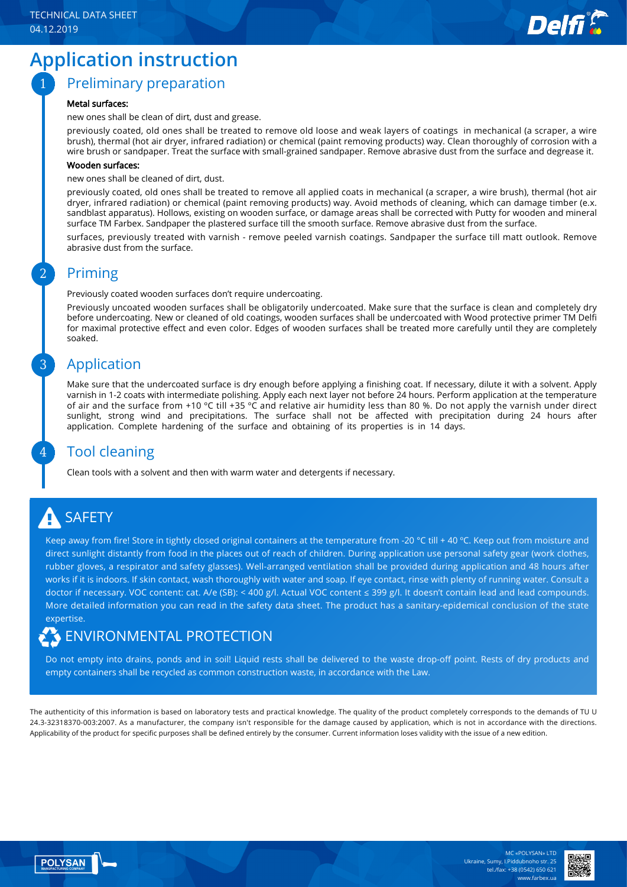# Application instruction

## 1 Preliminary preparation

**Metal surfaces:**

new ones shall be clean of dirt, dust and grease.

previously coated, old ones shall be treated to remove old loose and weak layers of coatings in mechanical (a scraper, a wire brush), thermal (hot air dryer, infrared radiation) or chemical (paint removing products) way. Clean thoroughly of corrosion with a wire brush or sandpaper. Treat the surface with small-grained sandpaper. Remove abrasive dust from the surface and degrease it.

**Wooden surfaces:**

new ones shall be cleaned of dirt, dust.

previously coated, old ones shall be treated to remove all applied coats in mechanical (a scraper, a wire brush), thermal (hot air dryer, infrared radiation) or chemical (paint removing products) way. Avoid methods of cleaning, which can damage timber (e.x. sandblast apparatus). Hollows, existing on wooden surface, or damage areas shall be corrected with Putty for wooden and mineral surface TM Farbex. Sandpaper the plastered surface till the smooth surface. Remove abrasive dust from the surface.

surfaces, previously treated with varnish - remove peeled varnish coatings. Sandpaper the surface till matt outlook. Remove abrasive dust from the surface.

## 2 Priming

Previously coated wooden surfaces don't require undercoating.

Previously uncoated wooden surfaces shall be obligatorily undercoated. Make sure that the surface is clean and completely dry before undercoating. New or cleaned of old coatings, wooden surfaces shall be undercoated with Wood protective primer TM Delfi for maximal protective effect and even color. Edges of wooden surfaces shall be treated more carefully until they are completely soaked.

## 3 Application

Make sure that the undercoated surface is dry enough before applying a finishing coat. If necessary, dilute it with a solvent. Apply varnish in 1-2 coats with intermediate polishing. Apply each next layer not before 24 hours. Perform application at the temperature of air and the surface from +10 °C till +35 °C and relative air humidity less than 80 %. Do not apply the varnish under direct sunlight, strong wind and precipitations. The surface shall not be affected with precipitation during 24 hours after application. Complete hardening of the surface and obtaining of its properties is in 14 days.

## 4 Tool cleaning

Clean tools with a solvent and then with warm water and detergents if necessary.

## SAFETY

Keep away from fire! Store in tightly closed original containers at the temperature from -20 °C till + 40 °C. Keep out from moisture and direct sunlight distantly from food in the places out of reach of children. During application use personal safety gear (work clothes, rubber gloves, a respirator and safety glasses). Well-arranged ventilation shall be provided during application and 48 hours after works if it is indoors. If skin contact, wash thoroughly with water and soap. If eye contact, rinse with plenty of running water. Consult a doctor if necessary. VOC content: cat. A/e (SB): < 400 g/l. Actual VOC content ≤ 399 g/l. It doesn't contain lead and lead compounds. More detailed information you can read in the safety data sheet. The product has a sanitary-epidemical conclusion of the state expertise.

## ENVIRONMENTAL PROTECTION

Do not empty into drains, ponds and in soil! Liquid rests shall be delivered to the waste drop-off point. Rests of dry products and empty containers shall be recycled as common construction waste, in accordance with the Law.

The authenticity of this information is based on laboratory tests and practical knowledge. The quality of the product completely corresponds to the demands of TU U 24.3-32318370-003:2007. As a manufacturer, the company isn't responsible for the damage caused by application, which is not in accordance with the directions. Applicability of the product for specific purposes shall be defined entirely by the consumer. Current information loses validity with the issue of a new edition.

MC «POLYSAN» LTD
Ukraine, Sumy, I.Piddubnoho str. 25
tel./fax: +38 (0542) 650 621
www.farbex.ua